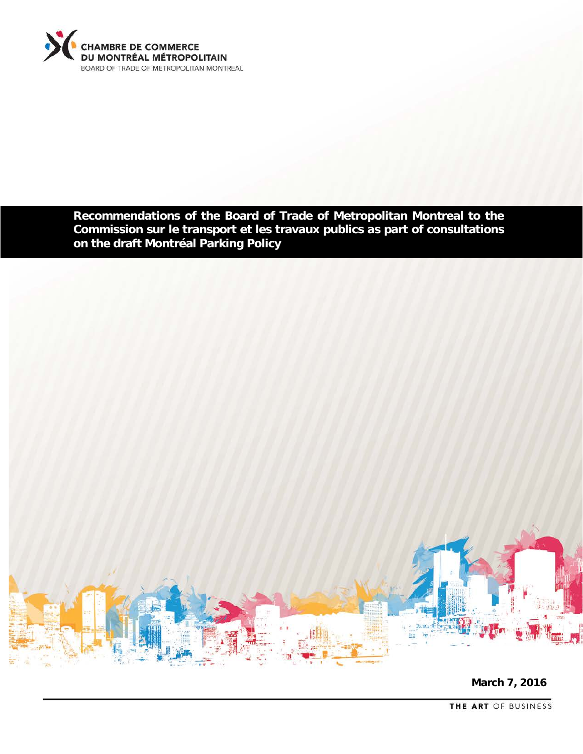CHAMBRE DE COMMERCE
DU MONTRÉAL MÉTROPOLITAIN
BOARD OF TRADE OF METROPOLITAN MONTREAL

# Recommendations of the Board of Trade of Metropolitan Montreal to the Commission sur le transport et les travaux publics as part of consultations on the draft Montréal Parking Policy

**March 7, 2016**

THE ART OF BUSINESS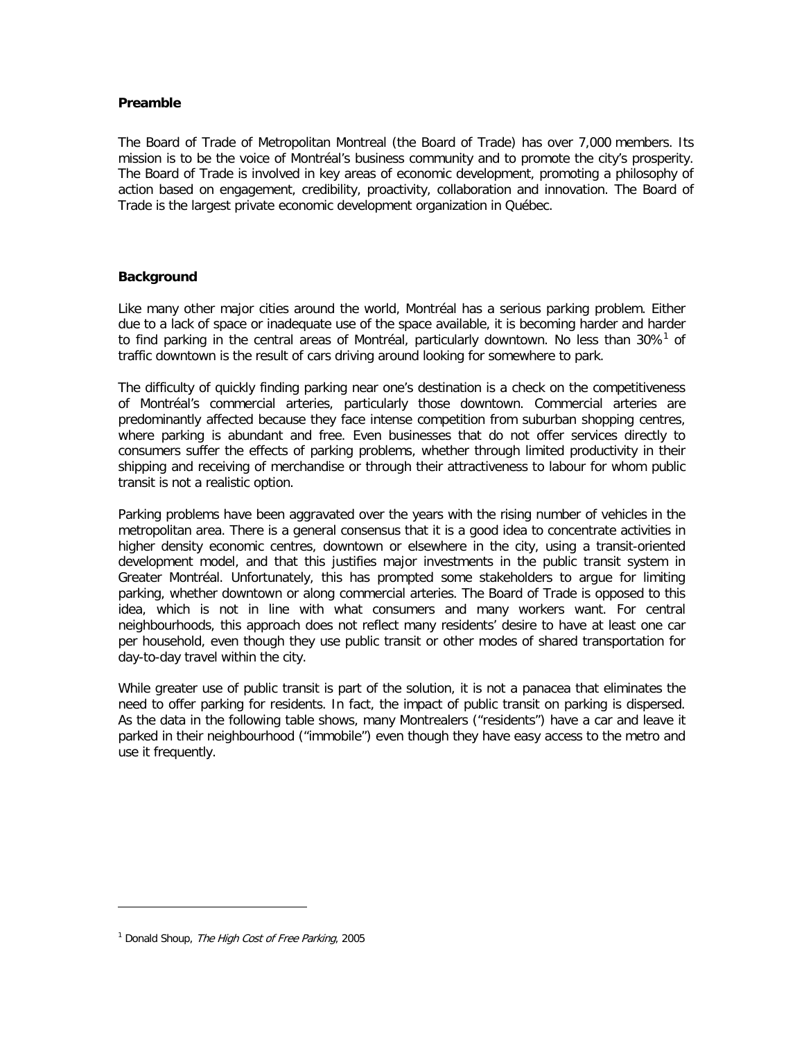## Preamble

The Board of Trade of Metropolitan Montreal (the Board of Trade) has over 7,000 members. Its mission is to be the voice of Montréal's business community and to promote the city's prosperity. The Board of Trade is involved in key areas of economic development, promoting a philosophy of action based on engagement, credibility, proactivity, collaboration and innovation. The Board of Trade is the largest private economic development organization in Québec.

## Background

Like many other major cities around the world, Montréal has a serious parking problem. Either due to a lack of space or inadequate use of the space available, it is becoming harder and harder to find parking in the central areas of Montréal, particularly downtown. No less than 30%[1] of traffic downtown is the result of cars driving around looking for somewhere to park.

The difficulty of quickly finding parking near one's destination is a check on the competitiveness of Montréal's commercial arteries, particularly those downtown. Commercial arteries are predominantly affected because they face intense competition from suburban shopping centres, where parking is abundant and free. Even businesses that do not offer services directly to consumers suffer the effects of parking problems, whether through limited productivity in their shipping and receiving of merchandise or through their attractiveness to labour for whom public transit is not a realistic option.

Parking problems have been aggravated over the years with the rising number of vehicles in the metropolitan area. There is a general consensus that it is a good idea to concentrate activities in higher density economic centres, downtown or elsewhere in the city, using a transit-oriented development model, and that this justifies major investments in the public transit system in Greater Montréal. Unfortunately, this has prompted some stakeholders to argue for limiting parking, whether downtown or along commercial arteries. The Board of Trade is opposed to this idea, which is not in line with what consumers and many workers want. For central neighbourhoods, this approach does not reflect many residents' desire to have at least one car per household, even though they use public transit or other modes of shared transportation for day-to-day travel within the city.

While greater use of public transit is part of the solution, it is not a panacea that eliminates the need to offer parking for residents. In fact, the impact of public transit on parking is dispersed. As the data in the following table shows, many Montrealers ("residents") have a car and leave it parked in their neighbourhood ("immobile") even though they have easy access to the metro and use it frequently.

---

[1] Donald Shoup, *The High Cost of Free Parking*, 2005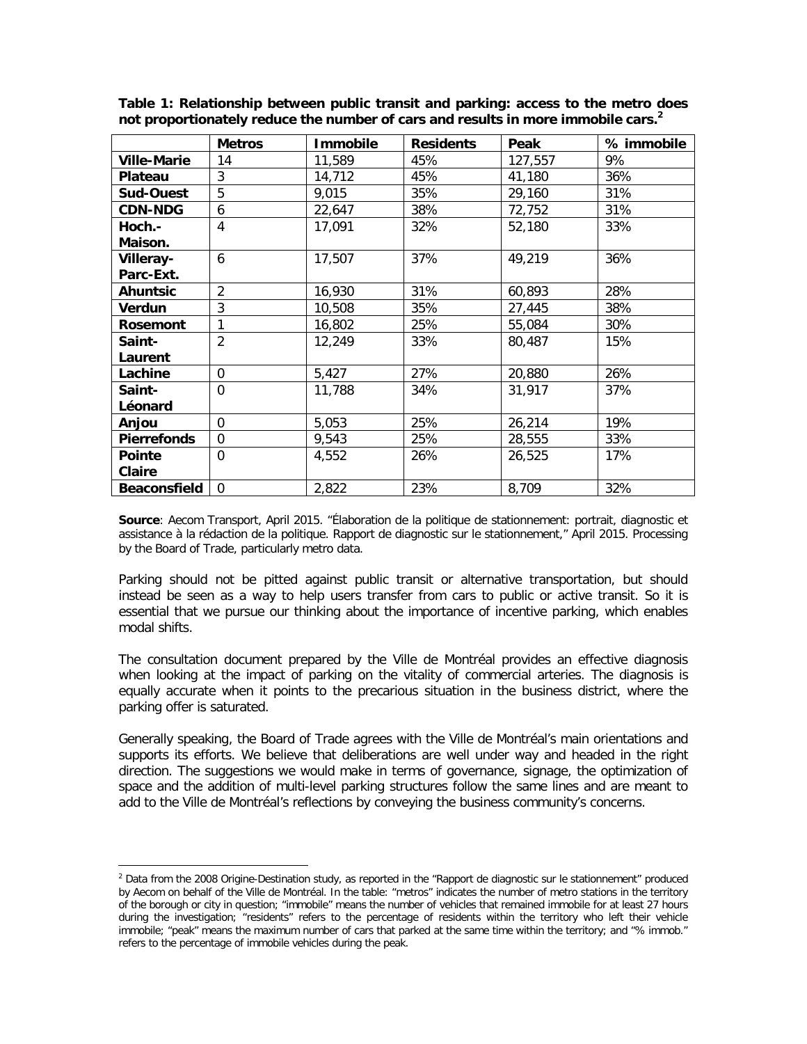**Table 1: Relationship between public transit and parking: access to the metro does not proportionately reduce the number of cars and results in more immobile cars.[2]**

| | Metros | Immobile | Residents | Peak | % immobile |
|---|---|---|---|---|---|
| **Ville-Marie** | 14 | 11,589 | 45% | 127,557 | 9% |
| **Plateau** | 3 | 14,712 | 45% | 41,180 | 36% |
| **Sud-Ouest** | 5 | 9,015 | 35% | 29,160 | 31% |
| **CDN-NDG** | 6 | 22,647 | 38% | 72,752 | 31% |
| **Hoch.-Maison.** | 4 | 17,091 | 32% | 52,180 | 33% |
| **Villeray-Parc-Ext.** | 6 | 17,507 | 37% | 49,219 | 36% |
| **Ahuntsic** | 2 | 16,930 | 31% | 60,893 | 28% |
| **Verdun** | 3 | 10,508 | 35% | 27,445 | 38% |
| **Rosemont** | 1 | 16,802 | 25% | 55,084 | 30% |
| **Saint-Laurent** | 2 | 12,249 | 33% | 80,487 | 15% |
| **Lachine** | 0 | 5,427 | 27% | 20,880 | 26% |
| **Saint-Léonard** | 0 | 11,788 | 34% | 31,917 | 37% |
| **Anjou** | 0 | 5,053 | 25% | 26,214 | 19% |
| **Pierrefonds** | 0 | 9,543 | 25% | 28,555 | 33% |
| **Pointe Claire** | 0 | 4,552 | 26% | 26,525 | 17% |
| **Beaconsfield** | 0 | 2,822 | 23% | 8,709 | 32% |

**Source**: Aecom Transport, April 2015. "Élaboration de la politique de stationnement: portrait, diagnostic et assistance à la rédaction de la politique. Rapport de diagnostic sur le stationnement," April 2015. Processing by the Board of Trade, particularly metro data.

Parking should not be pitted against public transit or alternative transportation, but should instead be seen as a way to help users transfer from cars to public or active transit. So it is essential that we pursue our thinking about the importance of incentive parking, which enables modal shifts.

The consultation document prepared by the Ville de Montréal provides an effective diagnosis when looking at the impact of parking on the vitality of commercial arteries. The diagnosis is equally accurate when it points to the precarious situation in the business district, where the parking offer is saturated.

Generally speaking, the Board of Trade agrees with the Ville de Montréal's main orientations and supports its efforts. We believe that deliberations are well under way and headed in the right direction. The suggestions we would make in terms of governance, signage, the optimization of space and the addition of multi-level parking structures follow the same lines and are meant to add to the Ville de Montréal's reflections by conveying the business community's concerns.

[2] Data from the 2008 Origine-Destination study, as reported in the "Rapport de diagnostic sur le stationnement" produced by Aecom on behalf of the Ville de Montréal. In the table: "metros" indicates the number of metro stations in the territory of the borough or city in question; "immobile" means the number of vehicles that remained immobile for at least 27 hours during the investigation; "residents" refers to the percentage of residents within the territory who left their vehicle immobile; "peak" means the maximum number of cars that parked at the same time within the territory; and "% immob." refers to the percentage of immobile vehicles during the peak.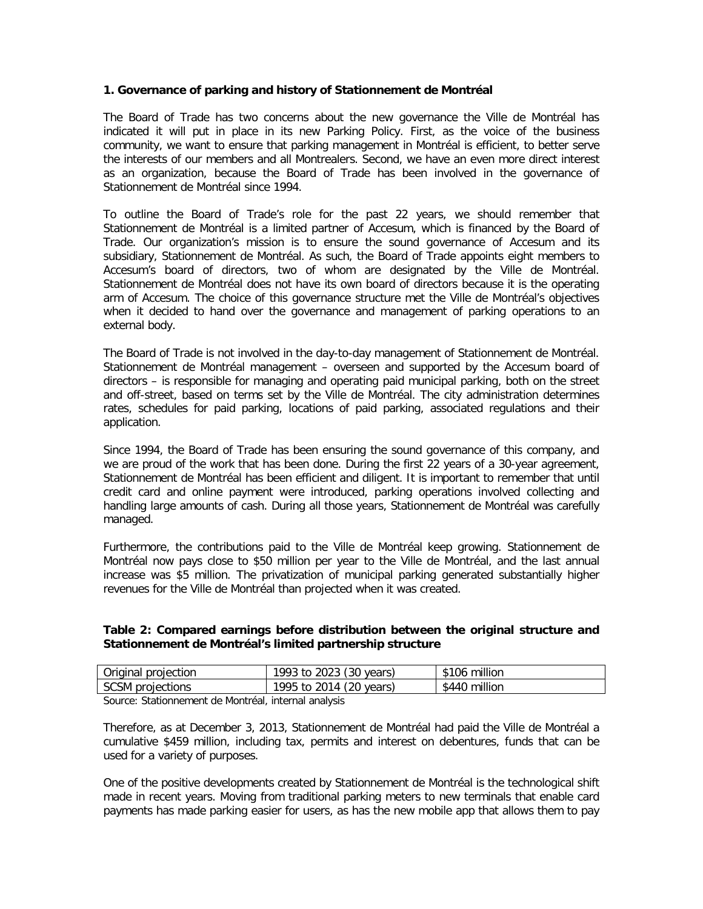### 1. Governance of parking and history of Stationnement de Montréal

The Board of Trade has two concerns about the new governance the Ville de Montréal has indicated it will put in place in its new Parking Policy. First, as the voice of the business community, we want to ensure that parking management in Montréal is efficient, to better serve the interests of our members and all Montrealers. Second, we have an even more direct interest as an organization, because the Board of Trade has been involved in the governance of Stationnement de Montréal since 1994.

To outline the Board of Trade's role for the past 22 years, we should remember that Stationnement de Montréal is a limited partner of Accesum, which is financed by the Board of Trade. Our organization's mission is to ensure the sound governance of Accesum and its subsidiary, Stationnement de Montréal. As such, the Board of Trade appoints eight members to Accesum's board of directors, two of whom are designated by the Ville de Montréal. Stationnement de Montréal does not have its own board of directors because it is the operating arm of Accesum. The choice of this governance structure met the Ville de Montréal's objectives when it decided to hand over the governance and management of parking operations to an external body.

The Board of Trade is not involved in the day-to-day management of Stationnement de Montréal. Stationnement de Montréal management – overseen and supported by the Accesum board of directors – is responsible for managing and operating paid municipal parking, both on the street and off-street, based on terms set by the Ville de Montréal. The city administration determines rates, schedules for paid parking, locations of paid parking, associated regulations and their application.

Since 1994, the Board of Trade has been ensuring the sound governance of this company, and we are proud of the work that has been done. During the first 22 years of a 30-year agreement, Stationnement de Montréal has been efficient and diligent. It is important to remember that until credit card and online payment were introduced, parking operations involved collecting and handling large amounts of cash. During all those years, Stationnement de Montréal was carefully managed.

Furthermore, the contributions paid to the Ville de Montréal keep growing. Stationnement de Montréal now pays close to $50 million per year to the Ville de Montréal, and the last annual increase was $5 million. The privatization of municipal parking generated substantially higher revenues for the Ville de Montréal than projected when it was created.

**Table 2: Compared earnings before distribution between the original structure and Stationnement de Montréal's limited partnership structure**

| | | |
|---|---|---|
| Original projection | 1993 to 2023 (30 years) | $106 million |
| SCSM projections | 1995 to 2014 (20 years) | $440 million |

Source: Stationnement de Montréal, internal analysis

Therefore, as at December 3, 2013, Stationnement de Montréal had paid the Ville de Montréal a cumulative $459 million, including tax, permits and interest on debentures, funds that can be used for a variety of purposes.

One of the positive developments created by Stationnement de Montréal is the technological shift made in recent years. Moving from traditional parking meters to new terminals that enable card payments has made parking easier for users, as has the new mobile app that allows them to pay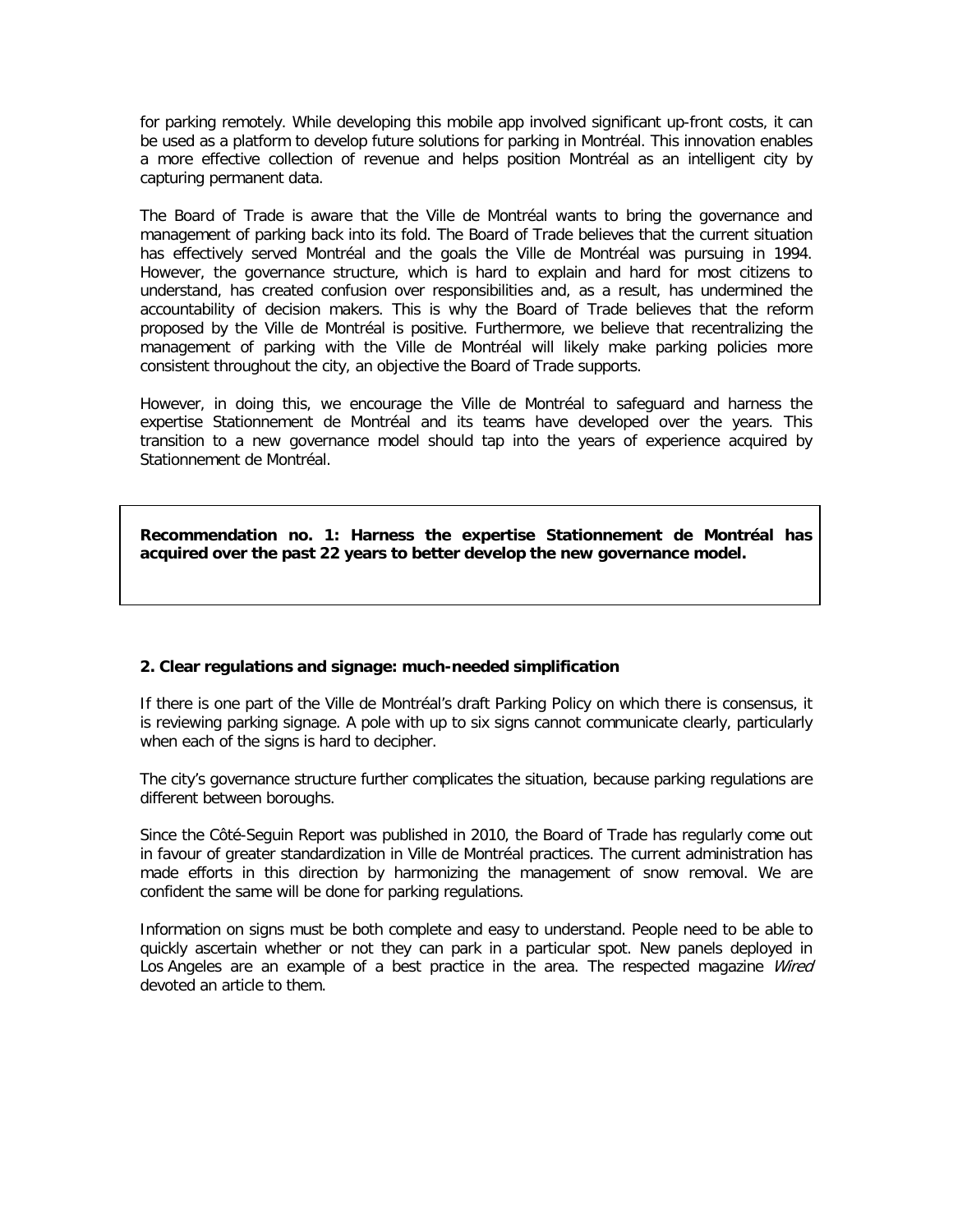for parking remotely. While developing this mobile app involved significant up-front costs, it can be used as a platform to develop future solutions for parking in Montréal. This innovation enables a more effective collection of revenue and helps position Montréal as an intelligent city by capturing permanent data.

The Board of Trade is aware that the Ville de Montréal wants to bring the governance and management of parking back into its fold. The Board of Trade believes that the current situation has effectively served Montréal and the goals the Ville de Montréal was pursuing in 1994. However, the governance structure, which is hard to explain and hard for most citizens to understand, has created confusion over responsibilities and, as a result, has undermined the accountability of decision makers. This is why the Board of Trade believes that the reform proposed by the Ville de Montréal is positive. Furthermore, we believe that recentralizing the management of parking with the Ville de Montréal will likely make parking policies more consistent throughout the city, an objective the Board of Trade supports.

However, in doing this, we encourage the Ville de Montréal to safeguard and harness the expertise Stationnement de Montréal and its teams have developed over the years. This transition to a new governance model should tap into the years of experience acquired by Stationnement de Montréal.

**Recommendation no. 1: Harness the expertise Stationnement de Montréal has acquired over the past 22 years to better develop the new governance model.**

### 2. Clear regulations and signage: much-needed simplification

If there is one part of the Ville de Montréal's draft Parking Policy on which there is consensus, it is reviewing parking signage. A pole with up to six signs cannot communicate clearly, particularly when each of the signs is hard to decipher.

The city's governance structure further complicates the situation, because parking regulations are different between boroughs.

Since the Côté-Seguin Report was published in 2010, the Board of Trade has regularly come out in favour of greater standardization in Ville de Montréal practices. The current administration has made efforts in this direction by harmonizing the management of snow removal. We are confident the same will be done for parking regulations.

Information on signs must be both complete and easy to understand. People need to be able to quickly ascertain whether or not they can park in a particular spot. New panels deployed in Los Angeles are an example of a best practice in the area. The respected magazine *Wired* devoted an article to them.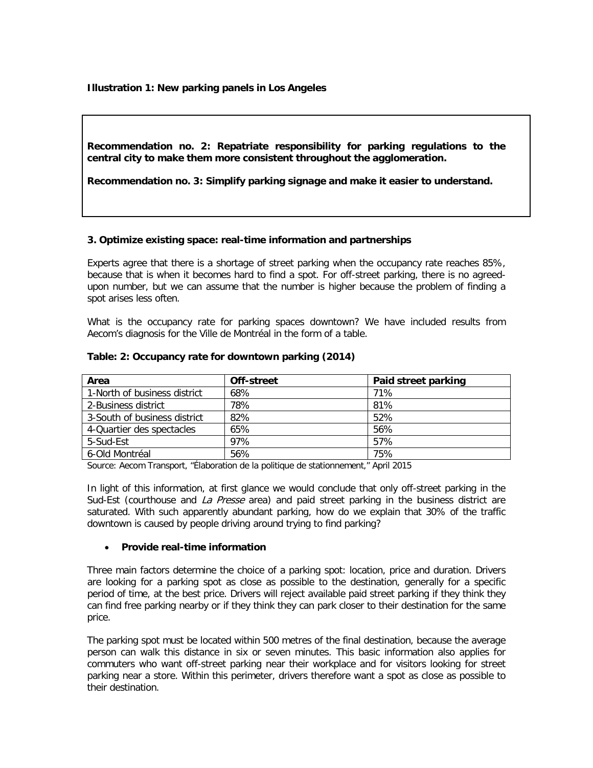**Illustration 1: New parking panels in Los Angeles**

**Recommendation no. 2: Repatriate responsibility for parking regulations to the central city to make them more consistent throughout the agglomeration.**

**Recommendation no. 3: Simplify parking signage and make it easier to understand.**

### 3. Optimize existing space: real-time information and partnerships

Experts agree that there is a shortage of street parking when the occupancy rate reaches 85%, because that is when it becomes hard to find a spot. For off-street parking, there is no agreed-upon number, but we can assume that the number is higher because the problem of finding a spot arises less often.

What is the occupancy rate for parking spaces downtown? We have included results from Aecom's diagnosis for the Ville de Montréal in the form of a table.

**Table: 2: Occupancy rate for downtown parking (2014)**

| Area | Off-street | Paid street parking |
|---|---|---|
| 1-North of business district | 68% | 71% |
| 2-Business district | 78% | 81% |
| 3-South of business district | 82% | 52% |
| 4-Quartier des spectacles | 65% | 56% |
| 5-Sud-Est | 97% | 57% |
| 6-Old Montréal | 56% | 75% |

Source: Aecom Transport, "Élaboration de la politique de stationnement," April 2015

In light of this information, at first glance we would conclude that only off-street parking in the Sud-Est (courthouse and *La Presse* area) and paid street parking in the business district are saturated. With such apparently abundant parking, how do we explain that 30% of the traffic downtown is caused by people driving around trying to find parking?

- **Provide real-time information**

Three main factors determine the choice of a parking spot: location, price and duration. Drivers are looking for a parking spot as close as possible to the destination, generally for a specific period of time, at the best price. Drivers will reject available paid street parking if they think they can find free parking nearby or if they think they can park closer to their destination for the same price.

The parking spot must be located within 500 metres of the final destination, because the average person can walk this distance in six or seven minutes. This basic information also applies for commuters who want off-street parking near their workplace and for visitors looking for street parking near a store. Within this perimeter, drivers therefore want a spot as close as possible to their destination.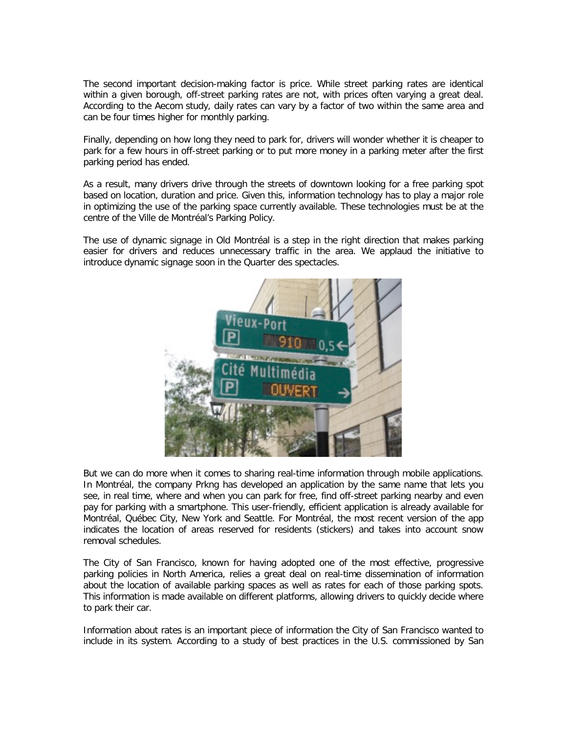The second important decision-making factor is price. While street parking rates are identical within a given borough, off-street parking rates are not, with prices often varying a great deal. According to the Aecom study, daily rates can vary by a factor of two within the same area and can be four times higher for monthly parking.

Finally, depending on how long they need to park for, drivers will wonder whether it is cheaper to park for a few hours in off-street parking or to put more money in a parking meter after the first parking period has ended.

As a result, many drivers drive through the streets of downtown looking for a free parking spot based on location, duration and price. Given this, information technology has to play a major role in optimizing the use of the parking space currently available. These technologies must be at the centre of the Ville de Montréal's Parking Policy.

The use of dynamic signage in Old Montréal is a step in the right direction that makes parking easier for drivers and reduces unnecessary traffic in the area. We applaud the initiative to introduce dynamic signage soon in the Quarter des spectacles.

But we can do more when it comes to sharing real-time information through mobile applications. In Montréal, the company Prkng has developed an application by the same name that lets you see, in real time, where and when you can park for free, find off-street parking nearby and even pay for parking with a smartphone. This user-friendly, efficient application is already available for Montréal, Québec City, New York and Seattle. For Montréal, the most recent version of the app indicates the location of areas reserved for residents (stickers) and takes into account snow removal schedules.

The City of San Francisco, known for having adopted one of the most effective, progressive parking policies in North America, relies a great deal on real-time dissemination of information about the location of available parking spaces as well as rates for each of those parking spots. This information is made available on different platforms, allowing drivers to quickly decide where to park their car.

Information about rates is an important piece of information the City of San Francisco wanted to include in its system. According to a study of best practices in the U.S. commissioned by San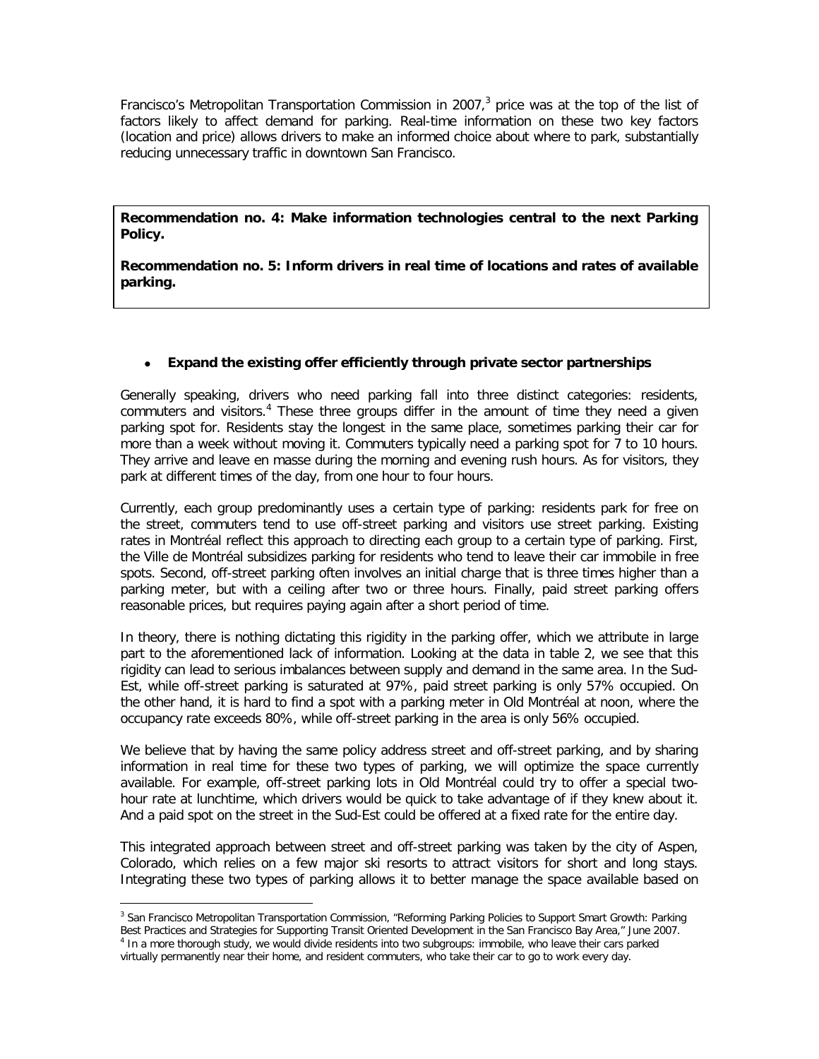Francisco's Metropolitan Transportation Commission in 2007,[3] price was at the top of the list of factors likely to affect demand for parking. Real-time information on these two key factors (location and price) allows drivers to make an informed choice about where to park, substantially reducing unnecessary traffic in downtown San Francisco.

**Recommendation no. 4: Make information technologies central to the next Parking Policy.**

**Recommendation no. 5: Inform drivers in real time of locations and rates of available parking.**

- **Expand the existing offer efficiently through private sector partnerships**

Generally speaking, drivers who need parking fall into three distinct categories: residents, commuters and visitors.[4] These three groups differ in the amount of time they need a given parking spot for. Residents stay the longest in the same place, sometimes parking their car for more than a week without moving it. Commuters typically need a parking spot for 7 to 10 hours. They arrive and leave en masse during the morning and evening rush hours. As for visitors, they park at different times of the day, from one hour to four hours.

Currently, each group predominantly uses a certain type of parking: residents park for free on the street, commuters tend to use off-street parking and visitors use street parking. Existing rates in Montréal reflect this approach to directing each group to a certain type of parking. First, the Ville de Montréal subsidizes parking for residents who tend to leave their car immobile in free spots. Second, off-street parking often involves an initial charge that is three times higher than a parking meter, but with a ceiling after two or three hours. Finally, paid street parking offers reasonable prices, but requires paying again after a short period of time.

In theory, there is nothing dictating this rigidity in the parking offer, which we attribute in large part to the aforementioned lack of information. Looking at the data in table 2, we see that this rigidity can lead to serious imbalances between supply and demand in the same area. In the Sud-Est, while off-street parking is saturated at 97%, paid street parking is only 57% occupied. On the other hand, it is hard to find a spot with a parking meter in Old Montréal at noon, where the occupancy rate exceeds 80%, while off-street parking in the area is only 56% occupied.

We believe that by having the same policy address street and off-street parking, and by sharing information in real time for these two types of parking, we will optimize the space currently available. For example, off-street parking lots in Old Montréal could try to offer a special two-hour rate at lunchtime, which drivers would be quick to take advantage of if they knew about it. And a paid spot on the street in the Sud-Est could be offered at a fixed rate for the entire day.

This integrated approach between street and off-street parking was taken by the city of Aspen, Colorado, which relies on a few major ski resorts to attract visitors for short and long stays. Integrating these two types of parking allows it to better manage the space available based on

[3] San Francisco Metropolitan Transportation Commission, "Reforming Parking Policies to Support Smart Growth: Parking Best Practices and Strategies for Supporting Transit Oriented Development in the San Francisco Bay Area," June 2007.

[4] In a more thorough study, we would divide residents into two subgroups: immobile, who leave their cars parked virtually permanently near their home, and resident commuters, who take their car to go to work every day.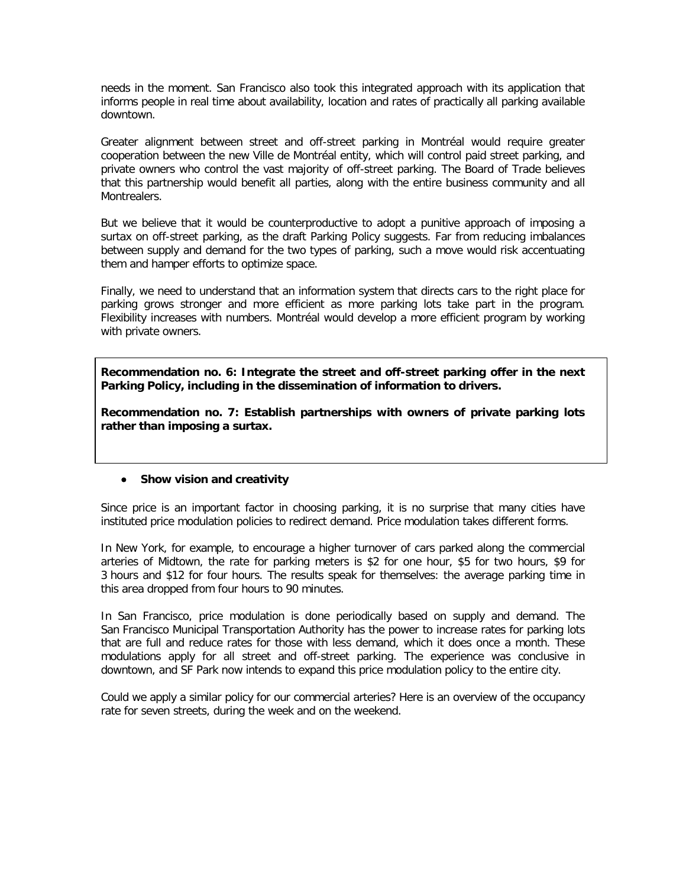needs in the moment. San Francisco also took this integrated approach with its application that informs people in real time about availability, location and rates of practically all parking available downtown.

Greater alignment between street and off-street parking in Montréal would require greater cooperation between the new Ville de Montréal entity, which will control paid street parking, and private owners who control the vast majority of off-street parking. The Board of Trade believes that this partnership would benefit all parties, along with the entire business community and all Montrealers.

But we believe that it would be counterproductive to adopt a punitive approach of imposing a surtax on off-street parking, as the draft Parking Policy suggests. Far from reducing imbalances between supply and demand for the two types of parking, such a move would risk accentuating them and hamper efforts to optimize space.

Finally, we need to understand that an information system that directs cars to the right place for parking grows stronger and more efficient as more parking lots take part in the program. Flexibility increases with numbers. Montréal would develop a more efficient program by working with private owners.

**Recommendation no. 6: Integrate the street and off-street parking offer in the next Parking Policy, including in the dissemination of information to drivers.**

**Recommendation no. 7: Establish partnerships with owners of private parking lots rather than imposing a surtax.**

- **Show vision and creativity**

Since price is an important factor in choosing parking, it is no surprise that many cities have instituted price modulation policies to redirect demand. Price modulation takes different forms.

In New York, for example, to encourage a higher turnover of cars parked along the commercial arteries of Midtown, the rate for parking meters is $2 for one hour, $5 for two hours, $9 for 3 hours and $12 for four hours. The results speak for themselves: the average parking time in this area dropped from four hours to 90 minutes.

In San Francisco, price modulation is done periodically based on supply and demand. The San Francisco Municipal Transportation Authority has the power to increase rates for parking lots that are full and reduce rates for those with less demand, which it does once a month. These modulations apply for all street and off-street parking. The experience was conclusive in downtown, and SF Park now intends to expand this price modulation policy to the entire city.

Could we apply a similar policy for our commercial arteries? Here is an overview of the occupancy rate for seven streets, during the week and on the weekend.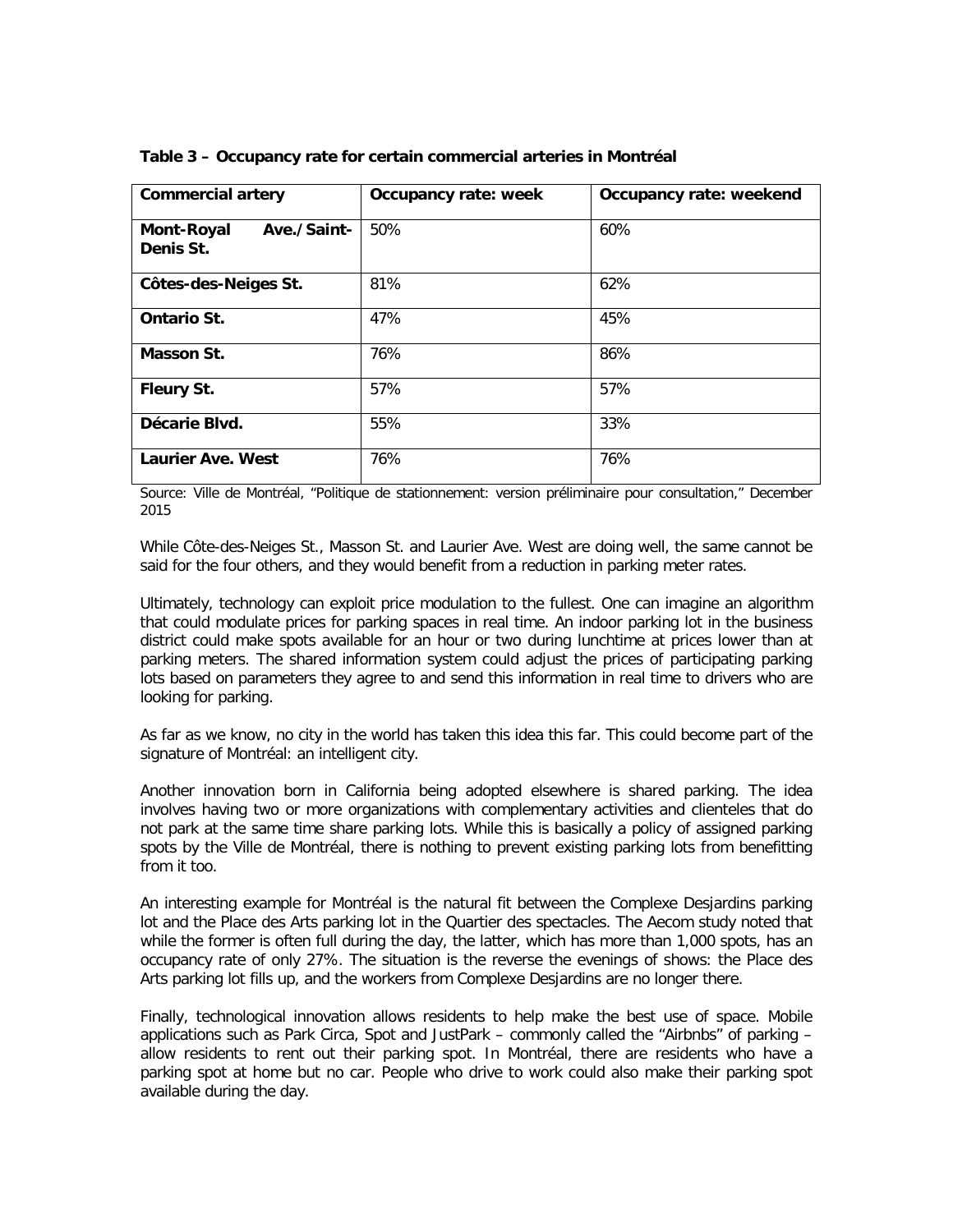**Table 3 – Occupancy rate for certain commercial arteries in Montréal**

| Commercial artery | Occupancy rate: week | Occupancy rate: weekend |
| --- | --- | --- |
| **Mont-Royal Ave./Saint-Denis St.** | 50% | 60% |
| **Côtes-des-Neiges St.** | 81% | 62% |
| **Ontario St.** | 47% | 45% |
| **Masson St.** | 76% | 86% |
| **Fleury St.** | 57% | 57% |
| **Décarie Blvd.** | 55% | 33% |
| **Laurier Ave. West** | 76% | 76% |

Source: Ville de Montréal, "Politique de stationnement: version préliminaire pour consultation," December 2015

While Côte-des-Neiges St., Masson St. and Laurier Ave. West are doing well, the same cannot be said for the four others, and they would benefit from a reduction in parking meter rates.

Ultimately, technology can exploit price modulation to the fullest. One can imagine an algorithm that could modulate prices for parking spaces in real time. An indoor parking lot in the business district could make spots available for an hour or two during lunchtime at prices lower than at parking meters. The shared information system could adjust the prices of participating parking lots based on parameters they agree to and send this information in real time to drivers who are looking for parking.

As far as we know, no city in the world has taken this idea this far. This could become part of the signature of Montréal: an intelligent city.

Another innovation born in California being adopted elsewhere is shared parking. The idea involves having two or more organizations with complementary activities and clienteles that do not park at the same time share parking lots. While this is basically a policy of assigned parking spots by the Ville de Montréal, there is nothing to prevent existing parking lots from benefitting from it too.

An interesting example for Montréal is the natural fit between the Complexe Desjardins parking lot and the Place des Arts parking lot in the Quartier des spectacles. The Aecom study noted that while the former is often full during the day, the latter, which has more than 1,000 spots, has an occupancy rate of only 27%. The situation is the reverse the evenings of shows: the Place des Arts parking lot fills up, and the workers from Complexe Desjardins are no longer there.

Finally, technological innovation allows residents to help make the best use of space. Mobile applications such as Park Circa, Spot and JustPark – commonly called the "Airbnbs" of parking – allow residents to rent out their parking spot. In Montréal, there are residents who have a parking spot at home but no car. People who drive to work could also make their parking spot available during the day.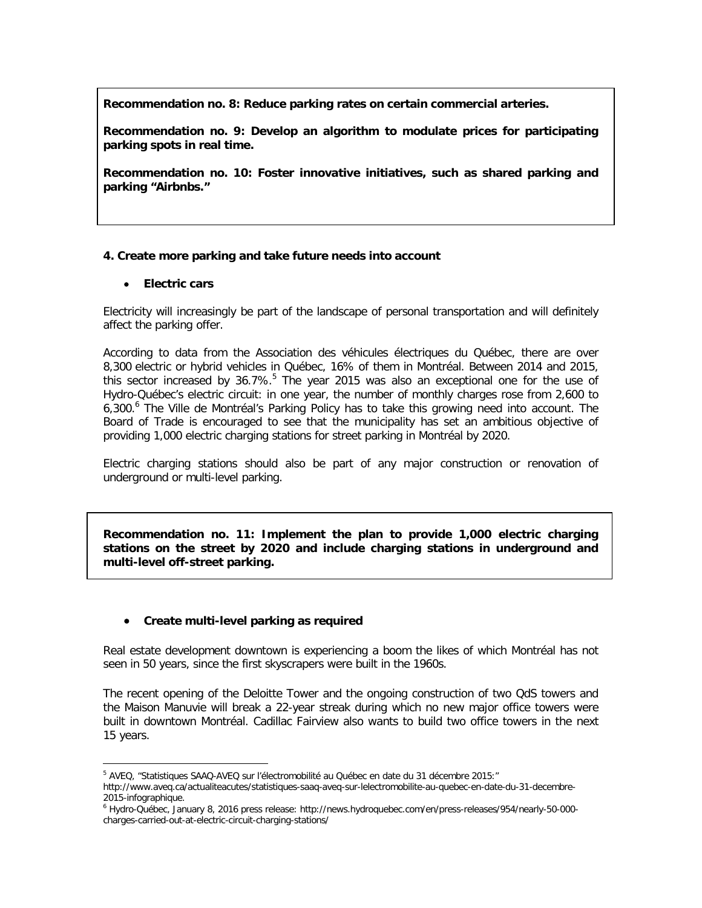**Recommendation no. 8: Reduce parking rates on certain commercial arteries.**

**Recommendation no. 9: Develop an algorithm to modulate prices for participating parking spots in real time.**

**Recommendation no. 10: Foster innovative initiatives, such as shared parking and parking "Airbnbs."**

**4. Create more parking and take future needs into account**

- **Electric cars**

Electricity will increasingly be part of the landscape of personal transportation and will definitely affect the parking offer.

According to data from the Association des véhicules électriques du Québec, there are over 8,300 electric or hybrid vehicles in Québec, 16% of them in Montréal. Between 2014 and 2015, this sector increased by 36.7%.[5] The year 2015 was also an exceptional one for the use of Hydro-Québec's electric circuit: in one year, the number of monthly charges rose from 2,600 to 6,300.[6] The Ville de Montréal's Parking Policy has to take this growing need into account. The Board of Trade is encouraged to see that the municipality has set an ambitious objective of providing 1,000 electric charging stations for street parking in Montréal by 2020.

Electric charging stations should also be part of any major construction or renovation of underground or multi-level parking.

**Recommendation no. 11: Implement the plan to provide 1,000 electric charging stations on the street by 2020 and include charging stations in underground and multi-level off-street parking.**

- **Create multi-level parking as required**

Real estate development downtown is experiencing a boom the likes of which Montréal has not seen in 50 years, since the first skyscrapers were built in the 1960s.

The recent opening of the Deloitte Tower and the ongoing construction of two QdS towers and the Maison Manuvie will break a 22-year streak during which no new major office towers were built in downtown Montréal. Cadillac Fairview also wants to build two office towers in the next 15 years.

---

[5] AVEQ, "Statistiques SAAQ-AVEQ sur l'électromobilité au Québec en date du 31 décembre 2015:" http://www.aveq.ca/actualiteacutes/statistiques-saaq-aveq-sur-lelectromobilite-au-quebec-en-date-du-31-decembre-2015-infographique.

[6] Hydro-Québec, January 8, 2016 press release: http://news.hydroquebec.com/en/press-releases/954/nearly-50-000-charges-carried-out-at-electric-circuit-charging-stations/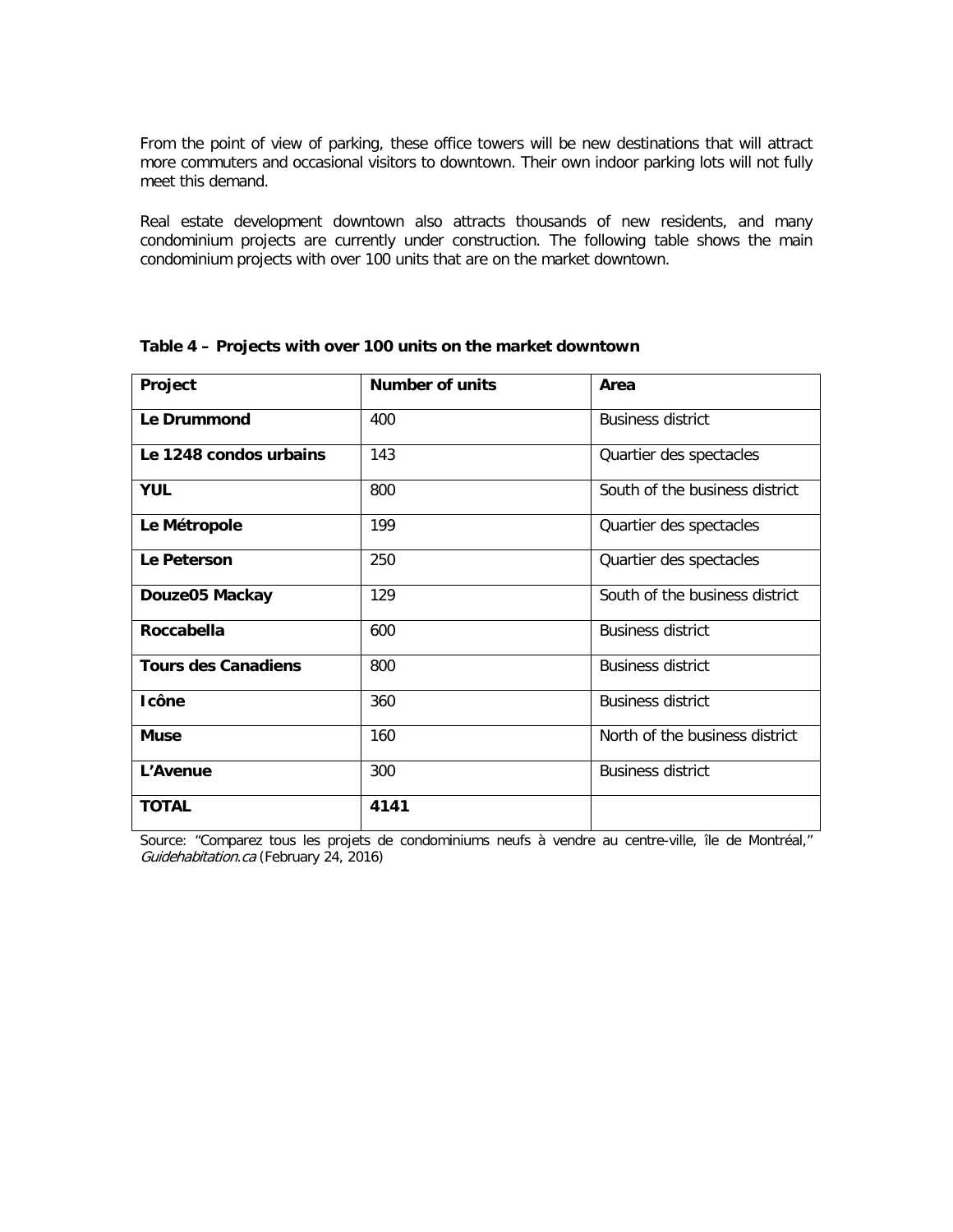From the point of view of parking, these office towers will be new destinations that will attract more commuters and occasional visitors to downtown. Their own indoor parking lots will not fully meet this demand.

Real estate development downtown also attracts thousands of new residents, and many condominium projects are currently under construction. The following table shows the main condominium projects with over 100 units that are on the market downtown.

**Table 4 – Projects with over 100 units on the market downtown**

| Project | Number of units | Area |
|---|---|---|
| **Le Drummond** | 400 | Business district |
| **Le 1248 condos urbains** | 143 | Quartier des spectacles |
| **YUL** | 800 | South of the business district |
| **Le Métropole** | 199 | Quartier des spectacles |
| **Le Peterson** | 250 | Quartier des spectacles |
| **Douze05 Mackay** | 129 | South of the business district |
| **Roccabella** | 600 | Business district |
| **Tours des Canadiens** | 800 | Business district |
| **Icône** | 360 | Business district |
| **Muse** | 160 | North of the business district |
| **L'Avenue** | 300 | Business district |
| **TOTAL** | **4141** | |

Source: "Comparez tous les projets de condominiums neufs à vendre au centre-ville, île de Montréal," *Guidehabitation.ca* (February 24, 2016)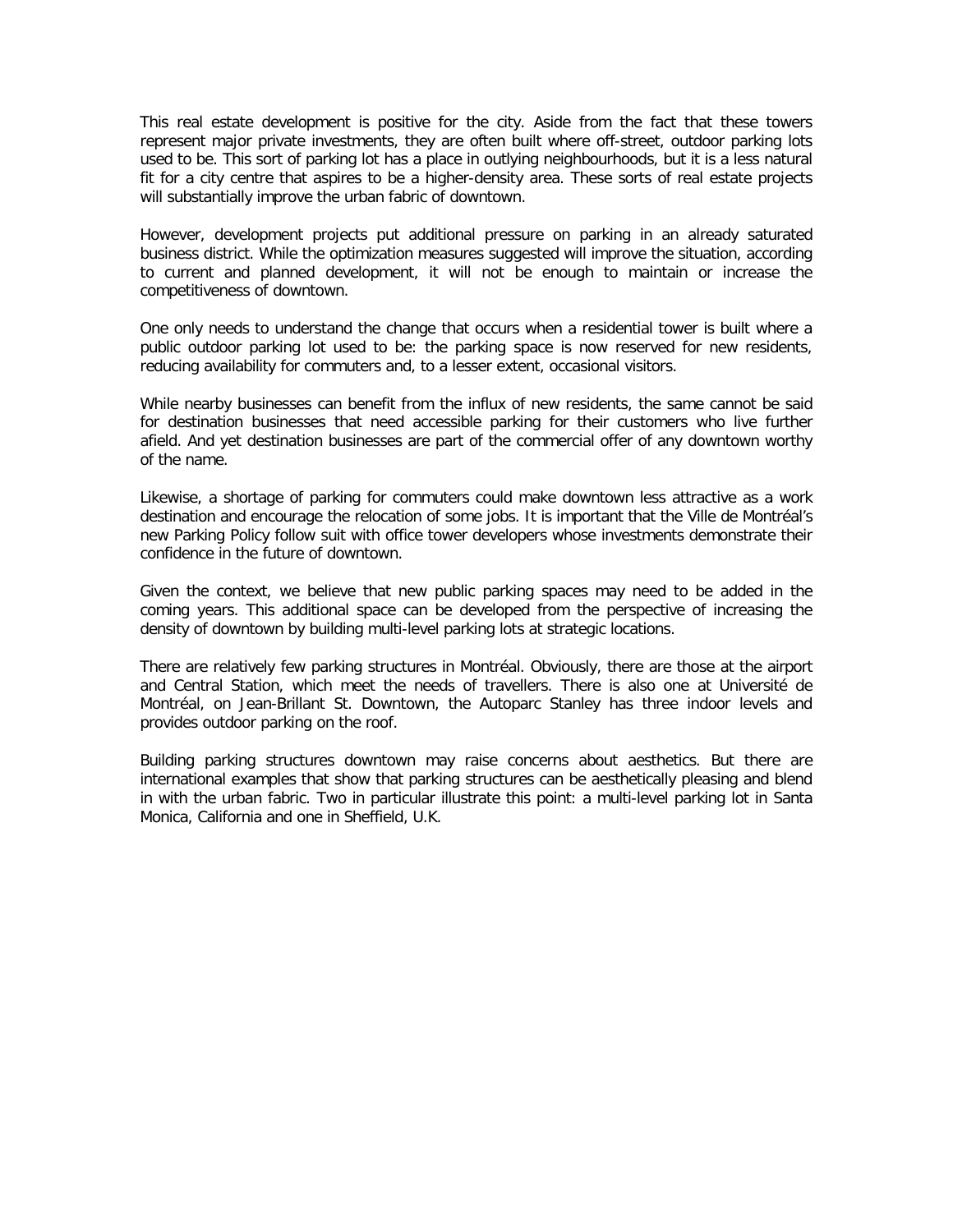This real estate development is positive for the city. Aside from the fact that these towers represent major private investments, they are often built where off-street, outdoor parking lots used to be. This sort of parking lot has a place in outlying neighbourhoods, but it is a less natural fit for a city centre that aspires to be a higher-density area. These sorts of real estate projects will substantially improve the urban fabric of downtown.

However, development projects put additional pressure on parking in an already saturated business district. While the optimization measures suggested will improve the situation, according to current and planned development, it will not be enough to maintain or increase the competitiveness of downtown.

One only needs to understand the change that occurs when a residential tower is built where a public outdoor parking lot used to be: the parking space is now reserved for new residents, reducing availability for commuters and, to a lesser extent, occasional visitors.

While nearby businesses can benefit from the influx of new residents, the same cannot be said for destination businesses that need accessible parking for their customers who live further afield. And yet destination businesses are part of the commercial offer of any downtown worthy of the name.

Likewise, a shortage of parking for commuters could make downtown less attractive as a work destination and encourage the relocation of some jobs. It is important that the Ville de Montréal's new Parking Policy follow suit with office tower developers whose investments demonstrate their confidence in the future of downtown.

Given the context, we believe that new public parking spaces may need to be added in the coming years. This additional space can be developed from the perspective of increasing the density of downtown by building multi-level parking lots at strategic locations.

There are relatively few parking structures in Montréal. Obviously, there are those at the airport and Central Station, which meet the needs of travellers. There is also one at Université de Montréal, on Jean-Brillant St. Downtown, the Autoparc Stanley has three indoor levels and provides outdoor parking on the roof.

Building parking structures downtown may raise concerns about aesthetics. But there are international examples that show that parking structures can be aesthetically pleasing and blend in with the urban fabric. Two in particular illustrate this point: a multi-level parking lot in Santa Monica, California and one in Sheffield, U.K.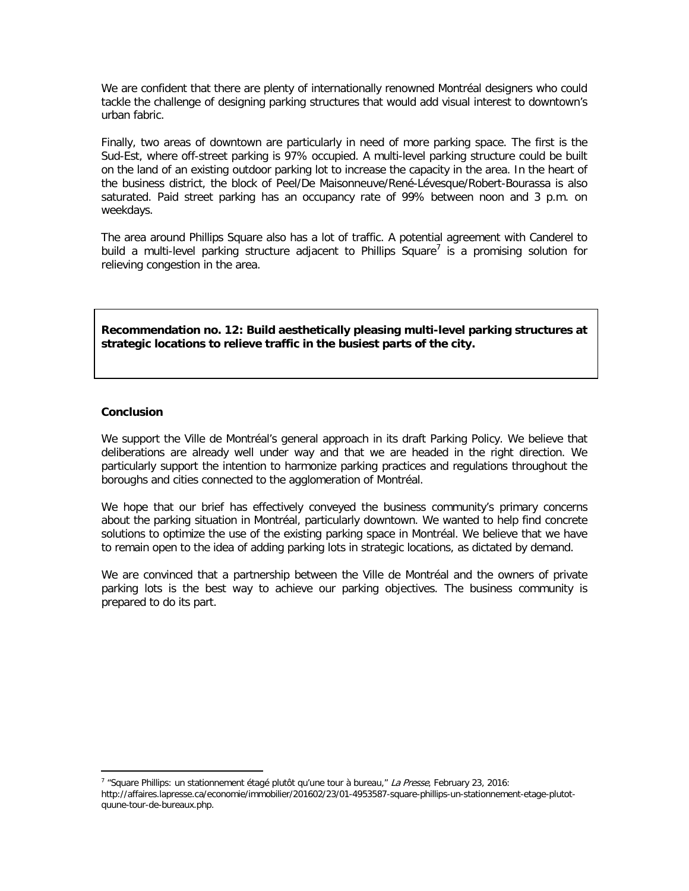We are confident that there are plenty of internationally renowned Montréal designers who could tackle the challenge of designing parking structures that would add visual interest to downtown's urban fabric.

Finally, two areas of downtown are particularly in need of more parking space. The first is the Sud-Est, where off-street parking is 97% occupied. A multi-level parking structure could be built on the land of an existing outdoor parking lot to increase the capacity in the area. In the heart of the business district, the block of Peel/De Maisonneuve/René-Lévesque/Robert-Bourassa is also saturated. Paid street parking has an occupancy rate of 99% between noon and 3 p.m. on weekdays.

The area around Phillips Square also has a lot of traffic. A potential agreement with Canderel to build a multi-level parking structure adjacent to Phillips Square[7] is a promising solution for relieving congestion in the area.

**Recommendation no. 12: Build aesthetically pleasing multi-level parking structures at strategic locations to relieve traffic in the busiest parts of the city.**

**Conclusion**

We support the Ville de Montréal's general approach in its draft Parking Policy. We believe that deliberations are already well under way and that we are headed in the right direction. We particularly support the intention to harmonize parking practices and regulations throughout the boroughs and cities connected to the agglomeration of Montréal.

We hope that our brief has effectively conveyed the business community's primary concerns about the parking situation in Montréal, particularly downtown. We wanted to help find concrete solutions to optimize the use of the existing parking space in Montréal. We believe that we have to remain open to the idea of adding parking lots in strategic locations, as dictated by demand.

We are convinced that a partnership between the Ville de Montréal and the owners of private parking lots is the best way to achieve our parking objectives. The business community is prepared to do its part.

---

[7] "Square Phillips: un stationnement étagé plutôt qu'une tour à bureau," *La Presse*, February 23, 2016: http://affaires.lapresse.ca/economie/immobilier/201602/23/01-4953587-square-phillips-un-stationnement-etage-plutot-quune-tour-de-bureaux.php.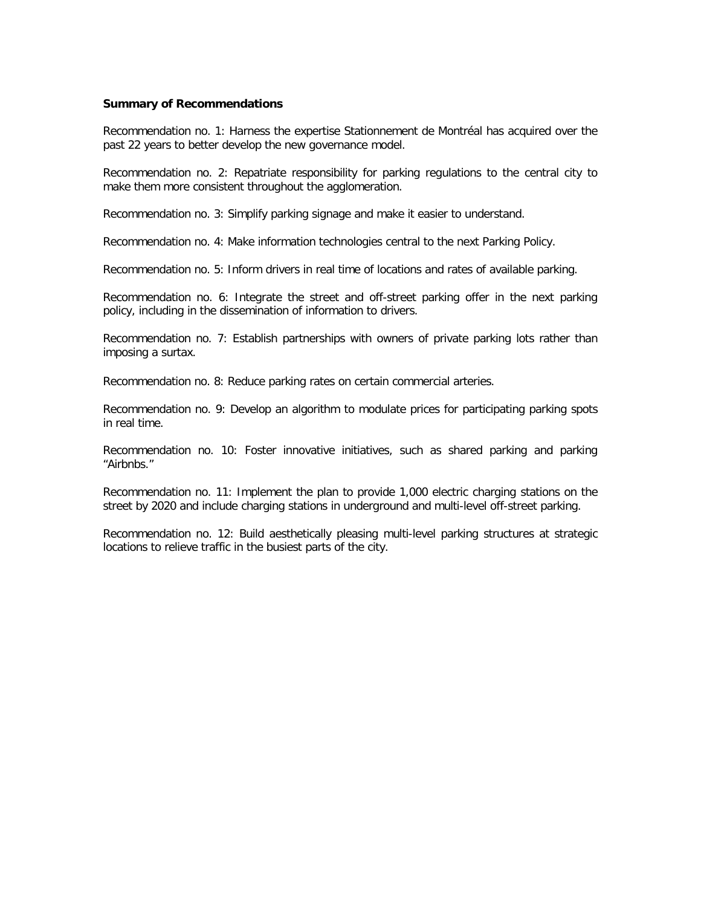**Summary of Recommendations**

Recommendation no. 1: Harness the expertise Stationnement de Montréal has acquired over the past 22 years to better develop the new governance model.

Recommendation no. 2: Repatriate responsibility for parking regulations to the central city to make them more consistent throughout the agglomeration.

Recommendation no. 3: Simplify parking signage and make it easier to understand.

Recommendation no. 4: Make information technologies central to the next Parking Policy.

Recommendation no. 5: Inform drivers in real time of locations and rates of available parking.

Recommendation no. 6: Integrate the street and off-street parking offer in the next parking policy, including in the dissemination of information to drivers.

Recommendation no. 7: Establish partnerships with owners of private parking lots rather than imposing a surtax.

Recommendation no. 8: Reduce parking rates on certain commercial arteries.

Recommendation no. 9: Develop an algorithm to modulate prices for participating parking spots in real time.

Recommendation no. 10: Foster innovative initiatives, such as shared parking and parking "Airbnbs."

Recommendation no. 11: Implement the plan to provide 1,000 electric charging stations on the street by 2020 and include charging stations in underground and multi-level off-street parking.

Recommendation no. 12: Build aesthetically pleasing multi-level parking structures at strategic locations to relieve traffic in the busiest parts of the city.